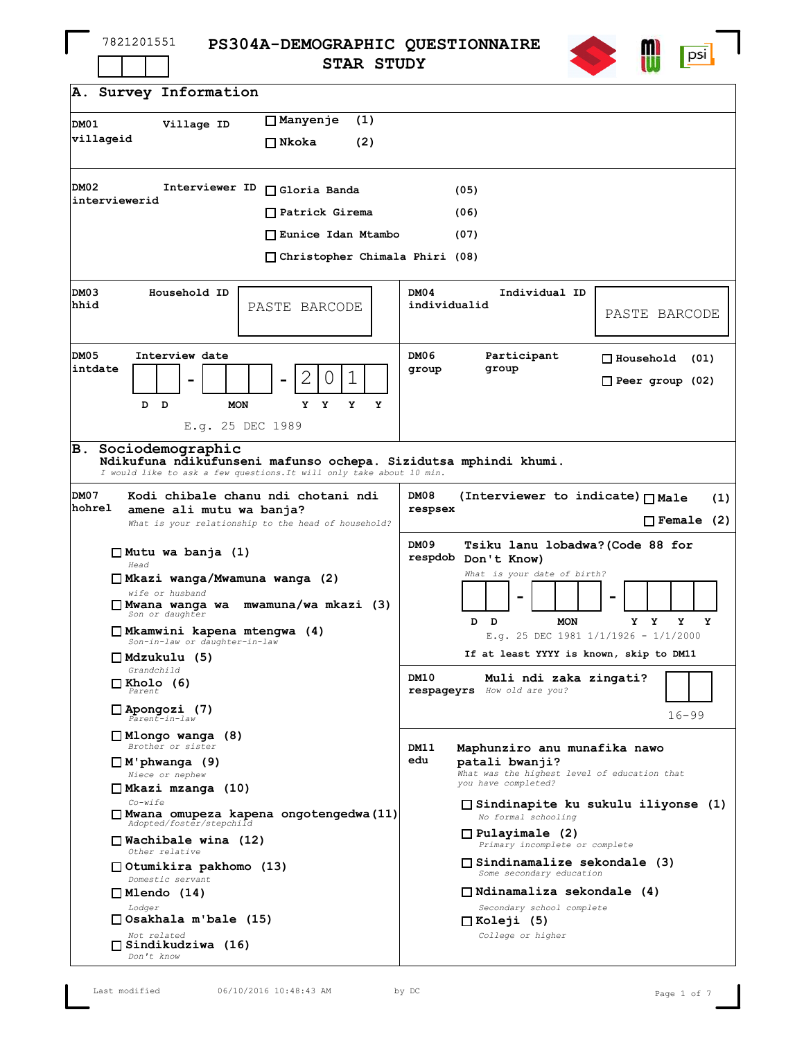7821201551

# PS304A-DEMOGRAPHIC QUESTIONNAIRE
# STAR STUDY

## A. Survey Information

**DM01** Village ID
villageid

- ☐ Manyenje (1)
- ☐ Nkoka (2)

**DM02** Interviewer ID
interviewerid

- ☐ Gloria Banda (05)
- ☐ Patrick Girema (06)
- ☐ Eunice Idan Mtambo (07)
- ☐ Christopher Chimala Phiri (08)

**DM03** Household ID
hhid

PASTE BARCODE

**DM04** Individual ID
individualid

PASTE BARCODE

**DM05** Interview date
intdate

__ __ - __ __ __ - 2 0 1 __

D D  MON  Y Y Y Y

E.g. 25 DEC 1989

**DM06** Participant group
group

- ☐ Household (01)
- ☐ Peer group (02)

## B. Sociodemographic

**Ndikufuna ndikufunseni mafunso ochepa. Sizidutsa mphindi khumi.**
*I would like to ask a few questions.It will only take about 10 min.*

**DM07** Kodi chibale chanu ndi chotani ndi amene ali mutu wa banja?
hohrel
*What is your relationship to the head of household?*

- ☐ Mutu wa banja (1) — *Head*
- ☐ Mkazi wanga/Mwamuna wanga (2) — *wife or husband*
- ☐ Mwana wanga wa mwamuna/wa mkazi (3) — *Son or daughter*
- ☐ Mkamwini kapena mtengwa (4) — *Son-in-law or daughter-in-law*
- ☐ Mdzukulu (5) — *Grandchild*
- ☐ Kholo (6) — *Parent*
- ☐ Apongozi (7) — *Parent-in-law*
- ☐ Mlongo wanga (8) — *Brother or sister*
- ☐ M'phwanga (9) — *Niece or nephew*
- ☐ Mkazi mzanga (10) — *Co-wife*
- ☐ Mwana omupeza kapena ongotengedwa (11) — *Adopted/foster/stepchild*
- ☐ Wachibale wina (12) — *Other relative*
- ☐ Otumikira pakhomo (13) — *Domestic servant*
- ☐ Mlendo (14) — *Lodger*
- ☐ Osakhala m'bale (15) — *Not related*
- ☐ Sindikudziwa (16) — *Don't know*

**DM08** (Interviewer to indicate)
respsex

- ☐ Male (1)
- ☐ Female (2)

**DM09** Tsiku lanu lobadwa?(Code 88 for Don't Know)
respdob
*What is your date of birth?*

__ __ - __ __ __ - __ __ __ __

D D  MON  Y Y Y Y

E.g. 25 DEC 1981 1/1/1926 - 1/1/2000

If at least YYYY is known, skip to DM11

**DM10** Muli ndi zaka zingati?
respageyrs
*How old are you?*

__ __

16-99

**DM11** Maphunziro anu munafika nawo patali bwanji?
edu
*What was the highest level of education that you have completed?*

- ☐ Sindinapite ku sukulu iliyonse (1) — *No formal schooling*
- ☐ Pulayimale (2) — *Primary incomplete or complete*
- ☐ Sindinamalize sekondale (3) — *Some secondary education*
- ☐ Ndinamaliza sekondale (4) — *Secondary school complete*
- ☐ Koleji (5) — *College or higher*

Last modified 06/10/2016 10:48:43 AM by DC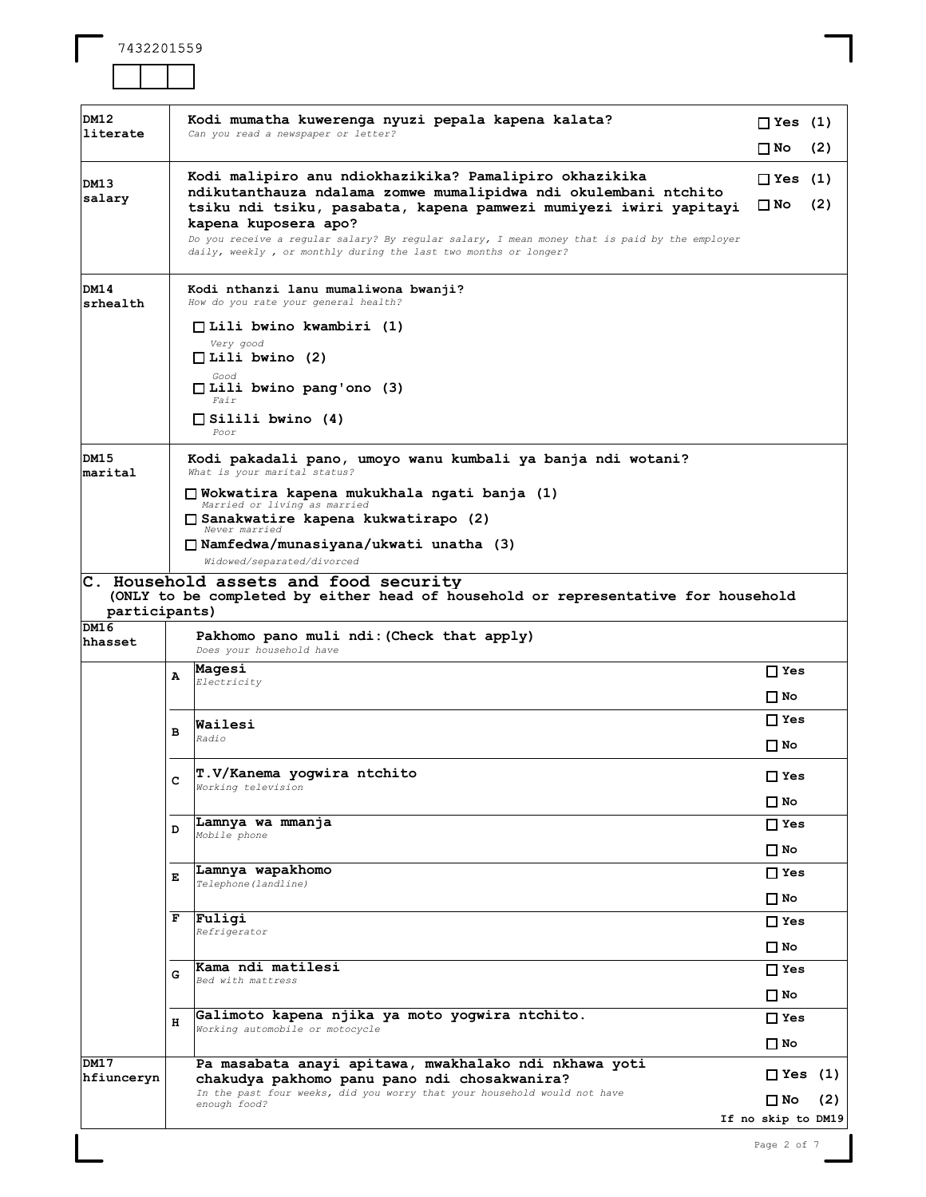7432201559

| | | |
|---|---|---|
| **DM12** **literate** | **Kodi mumatha kuwerenga nyuzi pepala kapena kalata?** *Can you read a newspaper or letter?* | ☐ Yes (1) ☐ No (2) |
| **DM13** **salary** | **Kodi malipiro anu ndiokhazikika? Pamalipiro okhazikika ndikutanthauza ndalama zomwe mumalipidwa ndi okulembani ntchito tsiku ndi tsiku, pasabata, kapena pamwezi mumiyezi iwiri yapitayi kapena kuposera apo?** *Do you receive a regular salary? By regular salary, I mean money that is paid by the employer daily, weekly , or monthly during the last two months or longer?* | ☐ Yes (1) ☐ No (2) |
| **DM14** **srhealth** | **Kodi nthanzi lanu mumaliwona bwanji?** *How do you rate your general health?* ☐ **Lili bwino kwambiri (1)** *Very good* ☐ **Lili bwino (2)** *Good* ☐ **Lili bwino pang'ono (3)** *Fair* ☐ **Silili bwino (4)** *Poor* | |
| **DM15** **marital** | **Kodi pakadali pano, umoyo wanu kumbali ya banja ndi wotani?** *What is your marital status?* ☐ **Wokwatira kapena mukukhala ngati banja (1)** *Married or living as married* ☐ **Sanakwatire kapena kukwatirapo (2)** *Never married* ☐ **Namfedwa/munasiyana/ukwati unatha (3)** *Widowed/separated/divorced* | |

## C. Household assets and food security

**(ONLY to be completed by either head of household or representative for household participants)**

| | | | |
|---|---|---|---|
| **DM16** **hhasset** | | **Pakhomo pano muli ndi:(Check that apply)** *Does your household have* | |
| | A | **Magesi** *Electricity* | ☐ Yes ☐ No |
| | B | **Wailesi** *Radio* | ☐ Yes ☐ No |
| | C | **T.V/Kanema yogwira ntchito** *Working television* | ☐ Yes ☐ No |
| | D | **Lamnya wa mmanja** *Mobile phone* | ☐ Yes ☐ No |
| | E | **Lamnya wapakhomo** *Telephone(landline)* | ☐ Yes ☐ No |
| | F | **Fuligi** *Refrigerator* | ☐ Yes ☐ No |
| | G | **Kama ndi matilesi** *Bed with mattress* | ☐ Yes ☐ No |
| | H | **Galimoto kapena njika ya moto yogwira ntchito.** *Working automobile or motocycle* | ☐ Yes ☐ No |
| **DM17** **hfiunceryn** | | **Pa masabata anayi apitawa, mwakhalako ndi nkhawa yoti chakudya pakhomo panu pano ndi chosakwanira?** *In the past four weeks, did you worry that your household would not have enough food?* | ☐ Yes (1) ☐ No (2) If no skip to DM19 |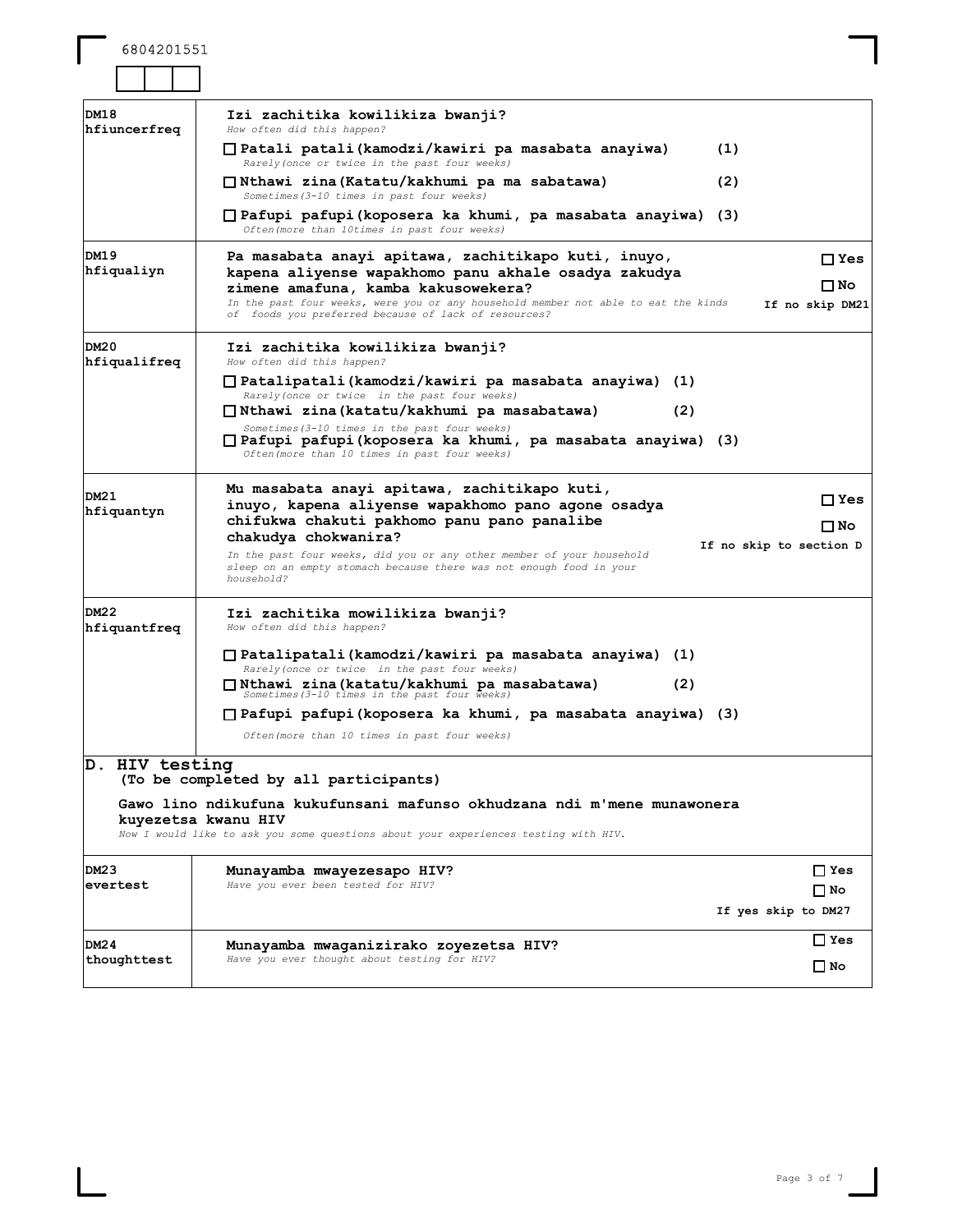6804201551

| | | |
|---|---|---|
| **DM18**<br>**hfiuncerfreq** | **Izi zachitika kowilikiza bwanji?**<br>*How often did this happen?*<br>☐ **Patali patali(kamodzi/kawiri pa masabata anayiwa) (1)**<br>*Rarely(once or twice in the past four weeks)*<br>☐ **Nthawi zina(Katatu/kakhumi pa ma sabatawa) (2)**<br>*Sometimes(3-10 times in past four weeks)*<br>☐ **Pafupi pafupi(koposera ka khumi, pa masabata anayiwa) (3)**<br>*Often(more than 10times in past four weeks)* | |
| **DM19**<br>**hfiqualiyn** | **Pa masabata anayi apitawa, zachitikapo kuti, inuyo, kapena aliyense wapakhomo panu akhale osadya zakudya zimene amafuna, kamba kakusowekera?**<br>*In the past four weeks, were you or any household member not able to eat the kinds of foods you preferred because of lack of resources?* | ☐ **Yes**<br>☐ **No**<br>**If no skip DM21** |
| **DM20**<br>**hfiqualifreq** | **Izi zachitika kowilikiza bwanji?**<br>*How often did this happen?*<br>☐ **Patalipatali(kamodzi/kawiri pa masabata anayiwa) (1)**<br>*Rarely(once or twice in the past four weeks)*<br>☐ **Nthawi zina(katatu/kakhumi pa masabatawa) (2)**<br>*Sometimes(3-10 times in the past four weeks)*<br>☐ **Pafupi pafupi(koposera ka khumi, pa masabata anayiwa) (3)**<br>*Often(more than 10 times in past four weeks)* | |
| **DM21**<br>**hfiquantyn** | **Mu masabata anayi apitawa, zachitikapo kuti, inuyo, kapena aliyense wapakhomo pano agone osadya chifukwa chakuti pakhomo panu pano panalibe chakudya chokwanira?**<br>*In the past four weeks, did you or any other member of your household sleep on an empty stomach because there was not enough food in your household?* | ☐ **Yes**<br>☐ **No**<br>**If no skip to section D** |
| **DM22**<br>**hfiquantfreq** | **Izi zachitika mowilikiza bwanji?**<br>*How often did this happen?*<br>☐ **Patalipatali(kamodzi/kawiri pa masabata anayiwa) (1)**<br>*Rarely(once or twice in the past four weeks)*<br>☐ **Nthawi zina(katatu/kakhumi pa masabatawa) (2)**<br>*Sometimes(3-10 times in the past four weeks)*<br>☐ **Pafupi pafupi(koposera ka khumi, pa masabata anayiwa) (3)**<br>*Often(more than 10 times in past four weeks)* | |

## D. HIV testing

**(To be completed by all participants)**

**Gawo lino ndikufuna kukufunsani mafunso okhudzana ndi m'mene munawonera kuyezetsa kwanu HIV**

*Now I would like to ask you some questions about your experiences testing with HIV.*

| | | |
|---|---|---|
| **DM23**<br>**evertest** | **Munayamba mwayezesapo HIV?**<br>*Have you ever been tested for HIV?* | ☐ **Yes**<br>☐ **No**<br>**If yes skip to DM27** |
| **DM24**<br>**thoughttest** | **Munayamba mwaganizirako zoyezetsa HIV?**<br>*Have you ever thought about testing for HIV?* | ☐ **Yes**<br>☐ **No** |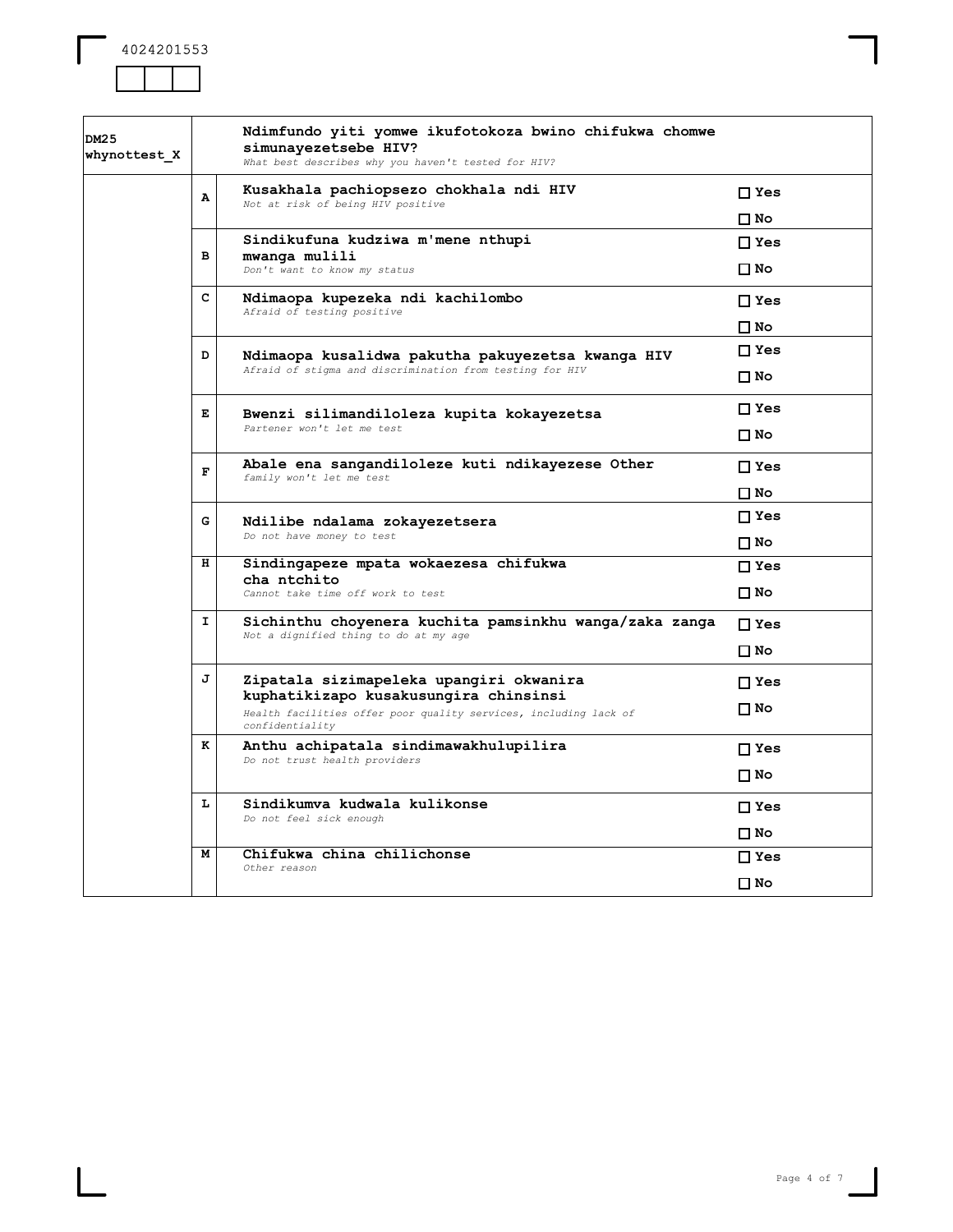4024201553

| | | | |
|---|---|---|---|
| **DM25 whynottest_X** | | **Ndimfundo yiti yomwe ikufotokoza bwino chifukwa chomwe simunayezetsebe HIV?** *What best describes why you haven't tested for HIV?* | |
| | **A** | **Kusakhala pachiopsezo chokhala ndi HIV** *Not at risk of being HIV positive* | ☐ **Yes** ☐ **No** |
| | **B** | **Sindikufuna kudziwa m'mene nthupi mwanga mulili** *Don't want to know my status* | ☐ **Yes** ☐ **No** |
| | **C** | **Ndimaopa kupezeka ndi kachilombo** *Afraid of testing positive* | ☐ **Yes** ☐ **No** |
| | **D** | **Ndimaopa kusalidwa pakutha pakuyezetsa kwanga HIV** *Afraid of stigma and discrimination from testing for HIV* | ☐ **Yes** ☐ **No** |
| | **E** | **Bwenzi silimandiloleza kupita kokayezetsa** *Partener won't let me test* | ☐ **Yes** ☐ **No** |
| | **F** | **Abale ena sangandiloleze kuti ndikayezese Other** *family won't let me test* | ☐ **Yes** ☐ **No** |
| | **G** | **Ndilibe ndalama zokayezetsera** *Do not have money to test* | ☐ **Yes** ☐ **No** |
| | **H** | **Sindingapeze mpata wokaezesa chifukwa cha ntchito** *Cannot take time off work to test* | ☐ **Yes** ☐ **No** |
| | **I** | **Sichinthu choyenera kuchita pamsinkhu wanga/zaka zanga** *Not a dignified thing to do at my age* | ☐ **Yes** ☐ **No** |
| | **J** | **Zipatala sizimapeleka upangiri okwanira kuphatikizapo kusakusungira chinsinsi** *Health facilities offer poor quality services, including lack of confidentiality* | ☐ **Yes** ☐ **No** |
| | **K** | **Anthu achipatala sindimawakhulupilira** *Do not trust health providers* | ☐ **Yes** ☐ **No** |
| | **L** | **Sindikumva kudwala kulikonse** *Do not feel sick enough* | ☐ **Yes** ☐ **No** |
| | **M** | **Chifukwa china chilichonse** *Other reason* | ☐ **Yes** ☐ **No** |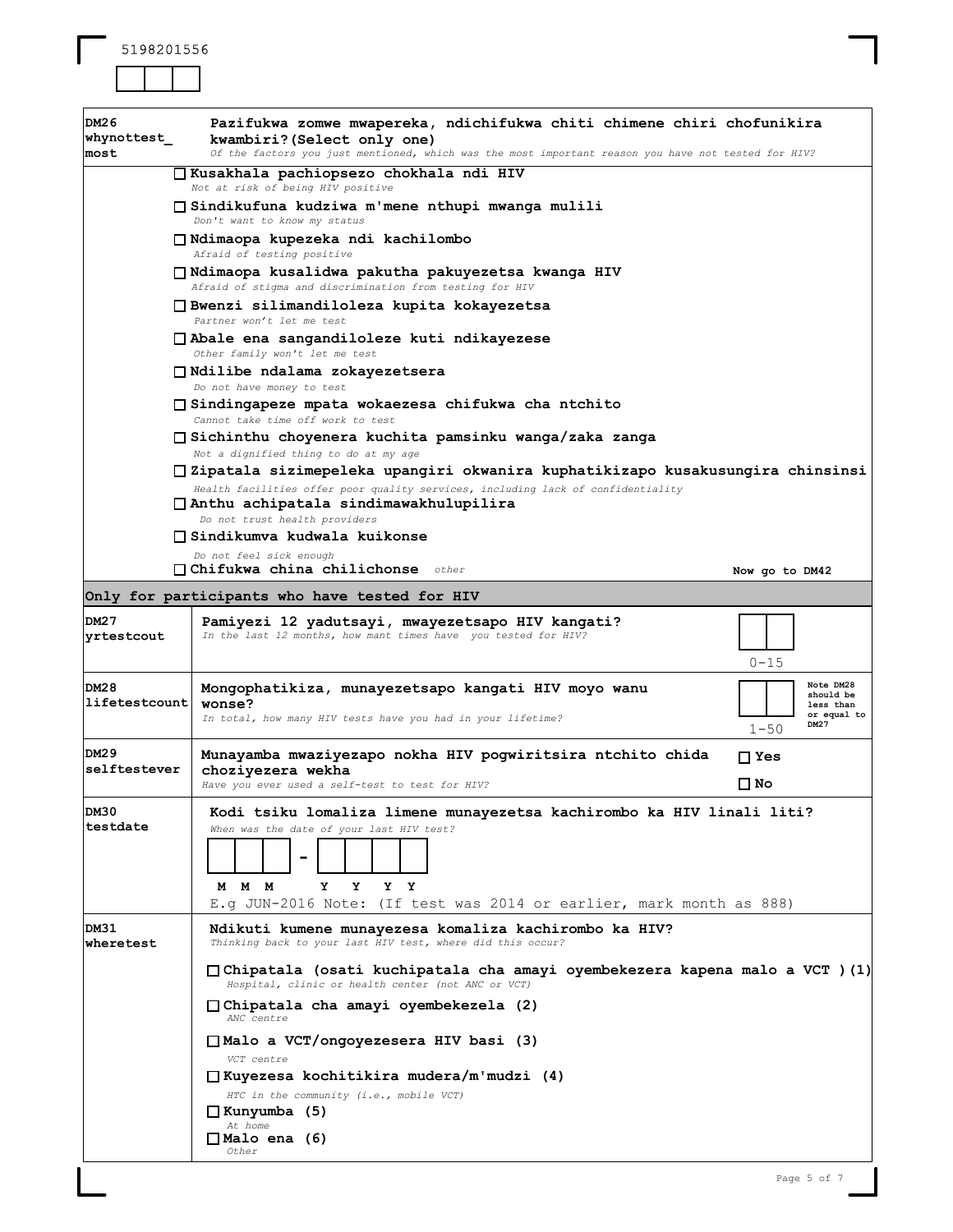5198201556

| | |
|---|---|
| **DM26** whynottest_ most | **Pazifukwa zomwe mwapereka, ndichifukwa chiti chimene chiri chofunikira kwambiri?(Select only one)** *Of the factors you just mentioned, which was the most important reason you have not tested for HIV?* |
| | ☐ **Kusakhala pachiopsezo chokhala ndi HIV** *Not at risk of being HIV positive* <br> ☐ **Sindikufuna kudziwa m'mene nthupi mwanga mulili** *Don't want to know my status* <br> ☐ **Ndimaopa kupezeka ndi kachilombo** *Afraid of testing positive* <br> ☐ **Ndimaopa kusalidwa pakutha pakuyezetsa kwanga HIV** *Afraid of stigma and discrimination from testing for HIV* <br> ☐ **Bwenzi silimandiloleza kupita kokayezetsa** *Partner won't let me test* <br> ☐ **Abale ena sangandiloleze kuti ndikayezese** *Other family won't let me test* <br> ☐ **Ndilibe ndalama zokayezetsera** *Do not have money to test* <br> ☐ **Sindingapeze mpata wokaezesa chifukwa cha ntchito** *Cannot take time off work to test* <br> ☐ **Sichinthu choyenera kuchita pamsinku wanga/zaka zanga** *Not a dignified thing to do at my age* <br> ☐ **Zipatala sizimepeleka upangiri okwanira kuphatikizapo kusakusungira chinsinsi** *Health facilities offer poor quality services, including lack of confidentiality* <br> ☐ **Anthu achipatala sindimawakhulupilira** *Do not trust health providers* <br> ☐ **Sindikumva kudwala kuikonse** *Do not feel sick enough* <br> ☐ **Chifukwa china chilichonse** *other* — Now go to DM42 |

**Only for participants who have tested for HIV**

| | | |
|---|---|---|
| **DM27** yrtestcout | **Pamiyezi 12 yadutsayi, mwayezetsapo HIV kangati?** *In the last 12 months, how mant times have you tested for HIV?* | ☐☐ 0-15 |
| **DM28** lifetestcount | **Mongophatikiza, munayezetsapo kangati HIV moyo wanu wonse?** *In total, how many HIV tests have you had in your lifetime?* | ☐☐ 1-50 Note DM28 should be less than or equal to DM27 |
| **DM29** selftestever | **Munayamba mwaziyezapo nokha HIV pogwiritsira ntchito chida choziyezera wekha** *Have you ever used a self-test to test for HIV?* | ☐ Yes <br> ☐ No |
| **DM30** testdate | **Kodi tsiku lomaliza limene munayezetsa kachirombo ka HIV linali liti?** *When was the date of your last HIV test?* <br> ☐☐☐ - ☐☐☐☐ <br> M M M - Y Y Y Y <br> E.g JUN-2016 Note: (If test was 2014 or earlier, mark month as 888) | |
| **DM31** wheretest | **Ndikuti kumene munayezesa komaliza kachirombo ka HIV?** *Thinking back to your last HIV test, where did this occur?* <br> ☐ **Chipatala (osati kuchipatala cha amayi oyembekezera kapena malo a VCT ) (1)** *Hospital, clinic or health center (not ANC or VCT)* <br> ☐ **Chipatala cha amayi oyembekezela (2)** *ANC centre* <br> ☐ **Malo a VCT/ongoyezesera HIV basi (3)** *VCT centre* <br> ☐ **Kuyezesa kochitikira mudera/m'mudzi (4)** *HTC in the community (i.e., mobile VCT)* <br> ☐ **Kunyumba (5)** *At home* <br> ☐ **Malo ena (6)** *Other* | |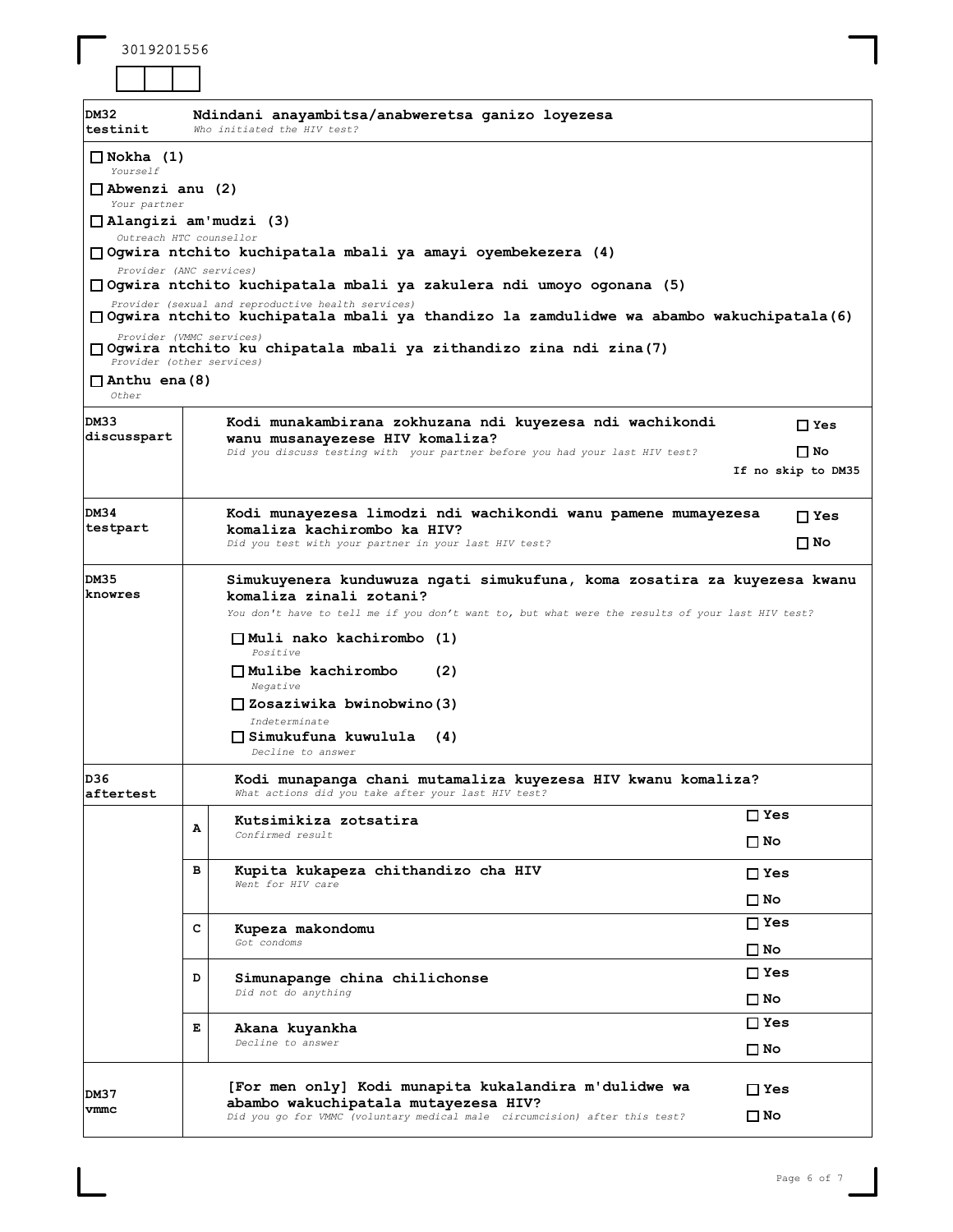3019201556

| | |
|---|---|
| **DM32** testinit | **Ndindani anayambitsa/anabweretsa ganizo loyezesa** *Who initiated the HIV test?* |

☐ **Nokha (1)**
*Yourself*

☐ **Abwenzi anu (2)**
*Your partner*

☐ **Alangizi am'mudzi (3)**
*Outreach HTC counsellor*

☐ **Ogwira ntchito kuchipatala mbali ya amayi oyembekezera (4)**
*Provider (ANC services)*

☐ **Ogwira ntchito kuchipatala mbali ya zakulera ndi umoyo ogonana (5)**
*Provider (sexual and reproductive health services)*

☐ **Ogwira ntchito kuchipatala mbali ya thandizo la zamdulidwe wa abambo wakuchipatala(6)**
*Provider (VMMC services)*

☐ **Ogwira ntchito ku chipatala mbali ya zithandizo zina ndi zina(7)**
*Provider (other services)*

☐ **Anthu ena(8)**
*Other*

| | | |
|---|---|---|
| **DM33** discusspart | **Kodi munakambirana zokhuzana ndi kuyezesa ndi wachikondi wanu musanayezese HIV komaliza?** *Did you discuss testing with your partner before you had your last HIV test?* | ☐ Yes ☐ No If no skip to DM35 |
| **DM34** testpart | **Kodi munayezesa limodzi ndi wachikondi wanu pamene mumayezesa komaliza kachirombo ka HIV?** *Did you test with your partner in your last HIV test?* | ☐ Yes ☐ No |

**DM35** knowres

**Simukuyenera kunduwuza ngati simukufuna, koma zosatira za kuyezesa kwanu komaliza zinali zotani?**
*You don't have to tell me if you don't want to, but what were the results of your last HIV test?*

☐ **Muli nako kachirombo (1)**
*Positive*

☐ **Mulibe kachirombo (2)**
*Negative*

☐ **Zosaziwika bwinobwino(3)**
*Indeterminate*

☐ **Simukufuna kuwulula (4)**
*Decline to answer*

**D36** aftertest

**Kodi munapanga chani mutamaliza kuyezesa HIV kwanu komaliza?**
*What actions did you take after your last HIV test?*

| | | |
|---|---|---|
| A | **Kutsimikiza zotsatira** *Confirmed result* | ☐ Yes ☐ No |
| B | **Kupita kukapeza chithandizo cha HIV** *Went for HIV care* | ☐ Yes ☐ No |
| C | **Kupeza makondomu** *Got condoms* | ☐ Yes ☐ No |
| D | **Simunapange china chilichonse** *Did not do anything* | ☐ Yes ☐ No |
| E | **Akana kuyankha** *Decline to answer* | ☐ Yes ☐ No |

| | | |
|---|---|---|
| **DM37** vmmc | **[For men only] Kodi munapita kukalandira m'dulidwe wa abambo wakuchipatala mutayezesa HIV?** *Did you go for VMMC (voluntary medical male circumcision) after this test?* | ☐ Yes ☐ No |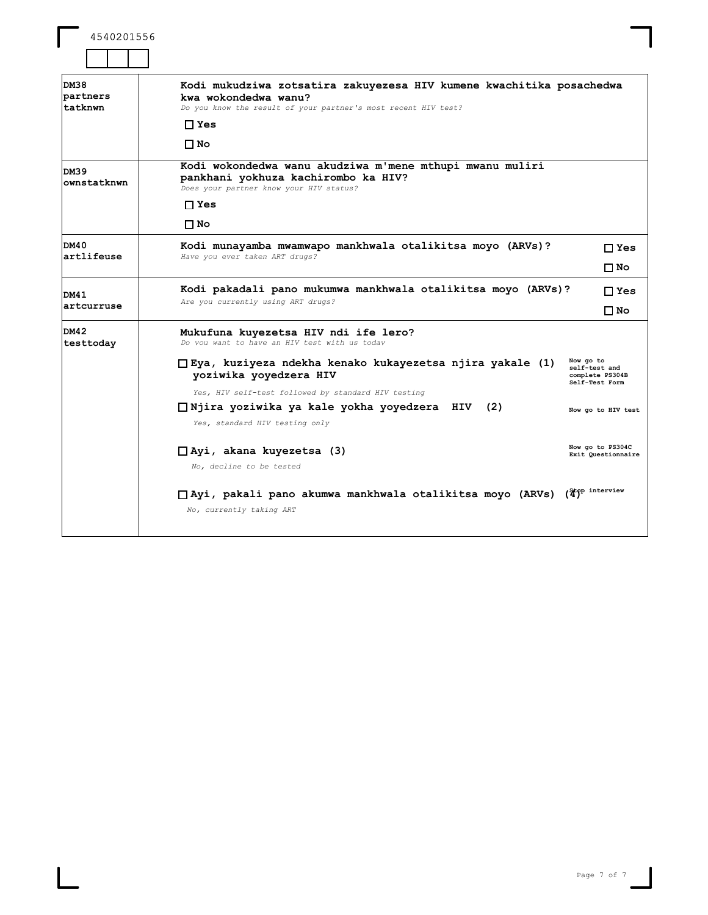4540201556

| | |
|---|---|
| DM38<br>partners<br>tatknwn | **Kodi mukudziwa zotsatira zakuyezesa HIV kumene kwachitika posachedwa kwa wokondedwa wanu?**<br>*Do you know the result of your partner's most recent HIV test?*<br>☐ **Yes**<br>☐ **No** |
| DM39<br>ownstatknwn | **Kodi wokondedwa wanu akudziwa m'mene mthupi mwanu muliri pankhani yokhuza kachirombo ka HIV?**<br>*Does your partner know your HIV status?*<br>☐ **Yes**<br>☐ **No** |
| DM40<br>artlifeuse | **Kodi munayamba mwamwapo mankhwala otalikitsa moyo (ARVs)?**<br>*Have you ever taken ART drugs?*<br>☐ **Yes**<br>☐ **No** |
| DM41<br>artcurruse | **Kodi pakadali pano mukumwa mankhwala otalikitsa moyo (ARVs)?**<br>*Are you currently using ART drugs?*<br>☐ **Yes**<br>☐ **No** |
| DM42<br>testtoday | **Mukufuna kuyezetsa HIV ndi ife lero?**<br>*Do you want to have an HIV test with us today*<br>☐ **Eya, kuziyeza ndekha kenako kukayezetsa njira yakale (1) yoziwika yoyedzera HIV** — Now go to self-test and complete PS304B Self-Test Form<br>*Yes, HIV self-test followed by standard HIV testing*<br>☐ **Njira yoziwika ya kale yokha yoyedzera HIV (2)** — Now go to HIV test<br>*Yes, standard HIV testing only*<br>☐ **Ayi, akana kuyezetsa (3)** — Now go to PS304C Exit Questionnaire<br>*No, decline to be tested*<br>☐ **Ayi, pakali pano akumwa mankhwala otalikitsa moyo (ARVs) (4)** — Stop interview<br>*No, currently taking ART* |